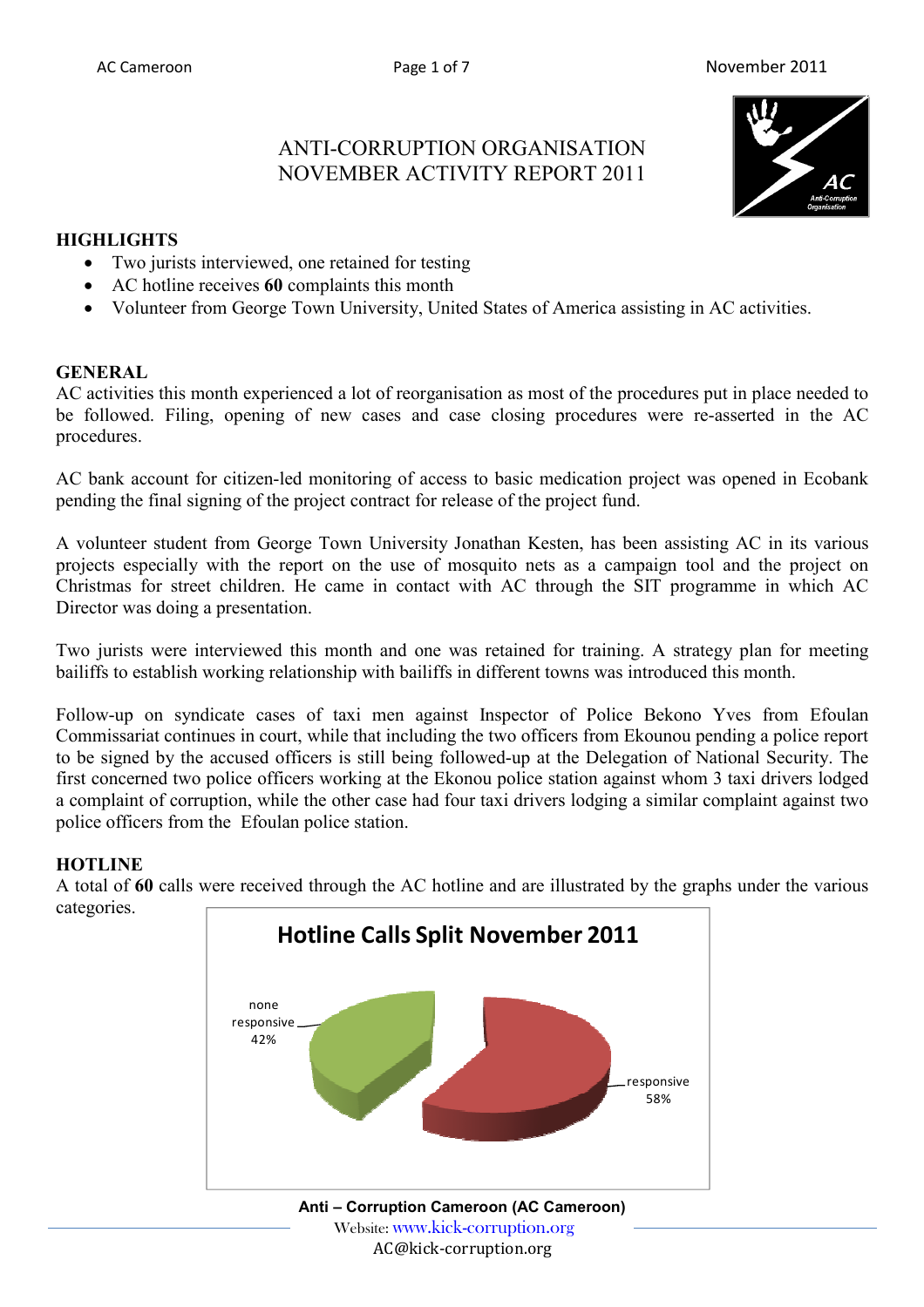# ANTI-CORRUPTION ORGANISATION
# NOVEMBER ACTIVITY REPORT 2011

## HIGHLIGHTS

- Two jurists interviewed, one retained for testing
- AC hotline receives **60** complaints this month
- Volunteer from George Town University, United States of America assisting in AC activities.

## GENERAL

AC activities this month experienced a lot of reorganisation as most of the procedures put in place needed to be followed. Filing, opening of new cases and case closing procedures were re-asserted in the AC procedures.

AC bank account for citizen-led monitoring of access to basic medication project was opened in Ecobank pending the final signing of the project contract for release of the project fund.

A volunteer student from George Town University Jonathan Kesten, has been assisting AC in its various projects especially with the report on the use of mosquito nets as a campaign tool and the project on Christmas for street children. He came in contact with AC through the SIT programme in which AC Director was doing a presentation.

Two jurists were interviewed this month and one was retained for training. A strategy plan for meeting bailiffs to establish working relationship with bailiffs in different towns was introduced this month.

Follow-up on syndicate cases of taxi men against Inspector of Police Bekono Yves from Efoulan Commissariat continues in court, while that including the two officers from Ekounou pending a police report to be signed by the accused officers is still being followed-up at the Delegation of National Security. The first concerned two police officers working at the Ekonou police station against whom 3 taxi drivers lodged a complaint of corruption, while the other case had four taxi drivers lodging a similar complaint against two police officers from the Efoulan police station.

## HOTLINE

A total of **60** calls were received through the AC hotline and are illustrated by the graphs under the various categories.

**Hotline Calls Split November 2011**

| Category | Share |
|---|---|
| none responsive | 42% |
| responsive | 58% |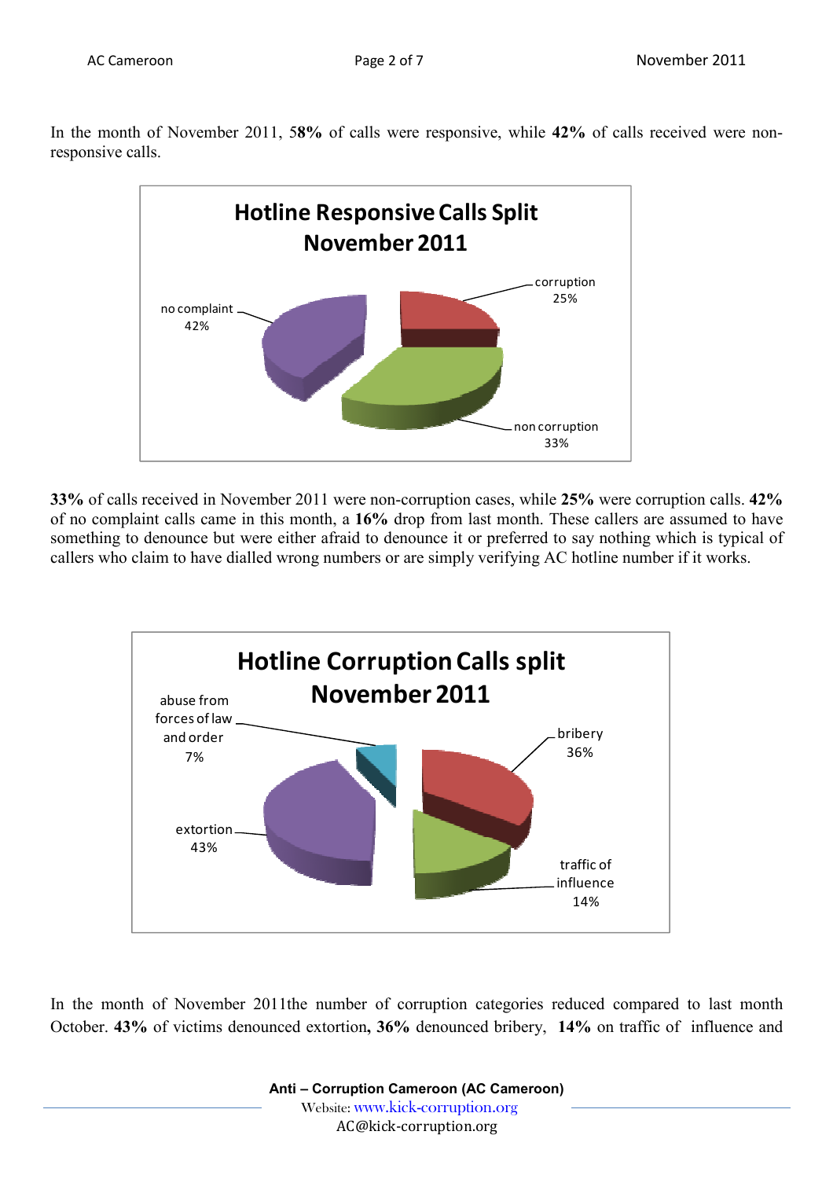In the month of November 2011, 5**8%** of calls were responsive, while **42%** of calls received were non-responsive calls.

**Hotline Responsive Calls Split November 2011**

| Category | Percentage |
|---|---|
| corruption | 25% |
| non corruption | 33% |
| no complaint | 42% |

**33%** of calls received in November 2011 were non-corruption cases, while **25%** were corruption calls. **42%** of no complaint calls came in this month, a **16%** drop from last month. These callers are assumed to have something to denounce but were either afraid to denounce it or preferred to say nothing which is typical of callers who claim to have dialled wrong numbers or are simply verifying AC hotline number if it works.

**Hotline Corruption Calls split November 2011**

| Category | Percentage |
|---|---|
| bribery | 36% |
| traffic of influence | 14% |
| extortion | 43% |
| abuse from forces of law and order | 7% |

In the month of November 2011the number of corruption categories reduced compared to last month October. **43%** of victims denounced extortion**, 36%** denounced bribery, **14%** on traffic of influence and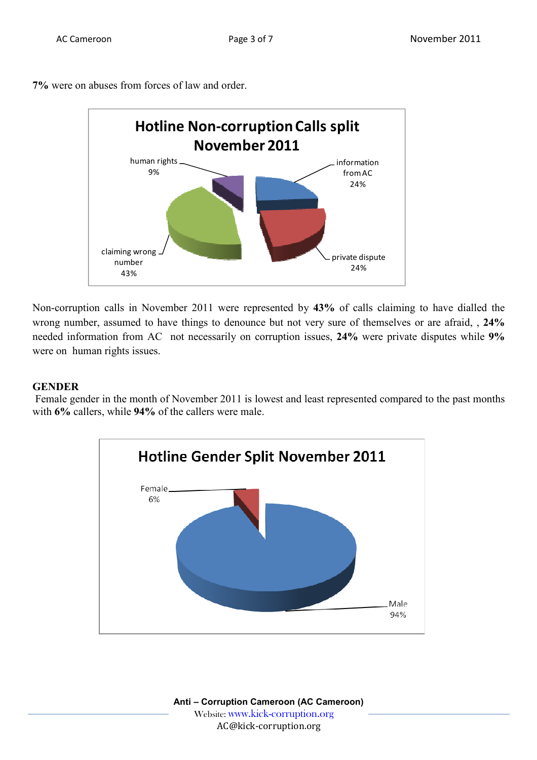**7%** were on abuses from forces of law and order.

Hotline Non-corruption Calls split November 2011

human rights 9%

information from AC 24%

private dispute 24%

claiming wrong number 43%

Non-corruption calls in November 2011 were represented by **43%** of calls claiming to have dialled the wrong number, assumed to have things to denounce but not very sure of themselves or are afraid, , **24%** needed information from AC not necessarily on corruption issues, **24%** were private disputes while **9%** were on human rights issues.

**GENDER**

Female gender in the month of November 2011 is lowest and least represented compared to the past months with **6%** callers, while **94%** of the callers were male.

Hotline Gender Split November 2011

Female 6%

Male 94%

**Anti – Corruption Cameroon (AC Cameroon)**

Website: www.kick-corruption.org

AC@kick-corruption.org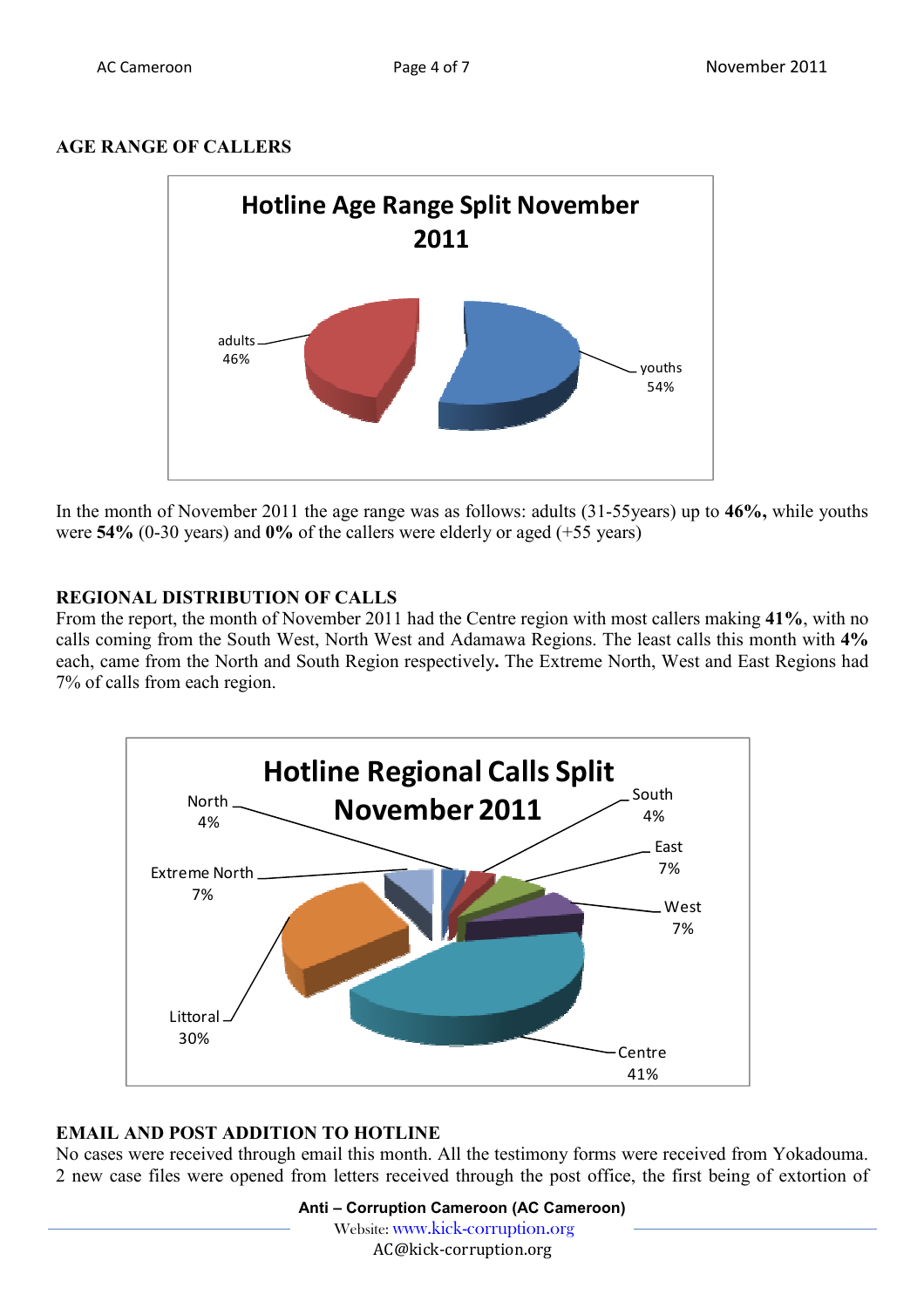## AGE RANGE OF CALLERS

**Hotline Age Range Split November 2011**

adults 46%

youths 54%

In the month of November 2011 the age range was as follows: adults (31-55years) up to **46%,** while youths were **54%** (0-30 years) and **0%** of the callers were elderly or aged (+55 years)

## REGIONAL DISTRIBUTION OF CALLS

From the report, the month of November 2011 had the Centre region with most callers making **41%**, with no calls coming from the South West, North West and Adamawa Regions. The least calls this month with **4%** each, came from the North and South Region respectively**.** The Extreme North, West and East Regions had 7% of calls from each region.

**Hotline Regional Calls Split November 2011**

North 4%

South 4%

East 7%

West 7%

Extreme North 7%

Littoral 30%

Centre 41%

## EMAIL AND POST ADDITION TO HOTLINE

No cases were received through email this month. All the testimony forms were received from Yokadouma. 2 new case files were opened from letters received through the post office, the first being of extortion of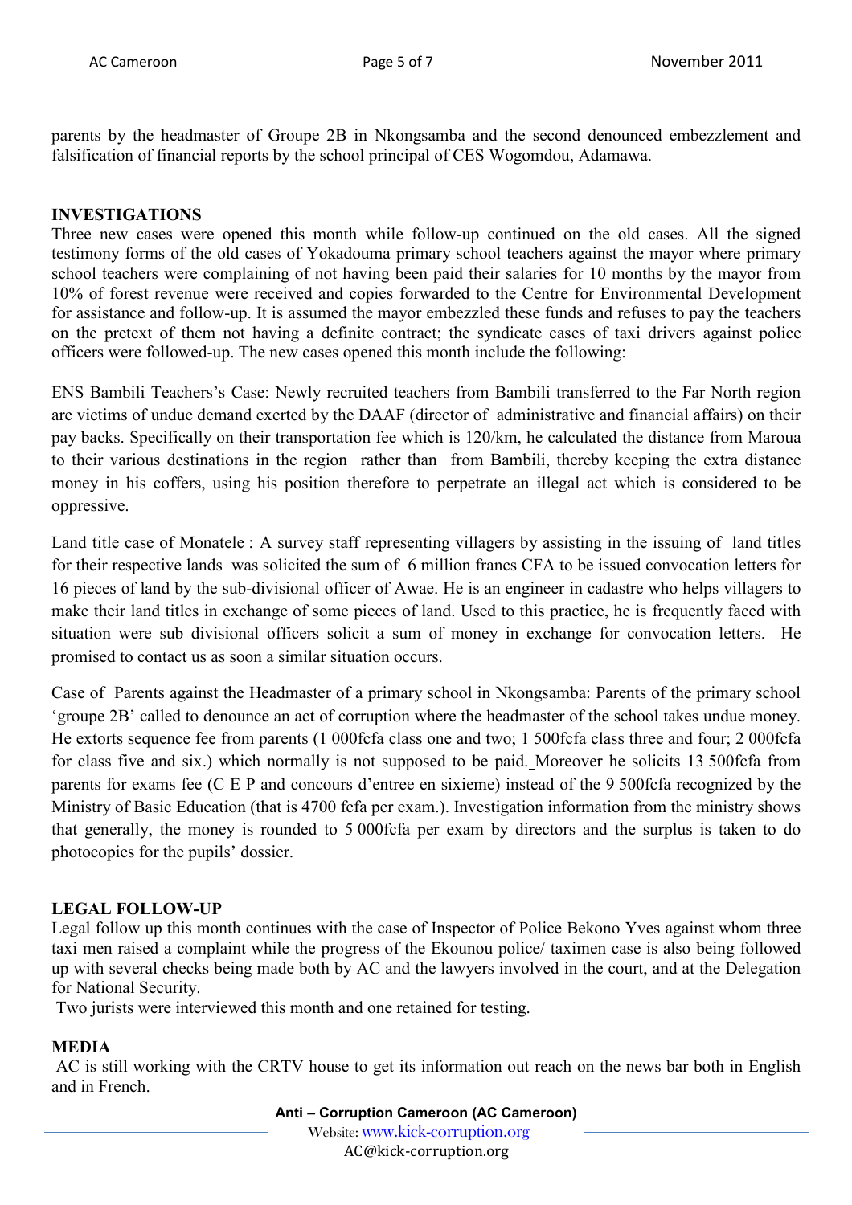parents by the headmaster of Groupe 2B in Nkongsamba and the second denounced embezzlement and falsification of financial reports by the school principal of CES Wogomdou, Adamawa.

## INVESTIGATIONS

Three new cases were opened this month while follow-up continued on the old cases. All the signed testimony forms of the old cases of Yokadouma primary school teachers against the mayor where primary school teachers were complaining of not having been paid their salaries for 10 months by the mayor from 10% of forest revenue were received and copies forwarded to the Centre for Environmental Development for assistance and follow-up. It is assumed the mayor embezzled these funds and refuses to pay the teachers on the pretext of them not having a definite contract; the syndicate cases of taxi drivers against police officers were followed-up. The new cases opened this month include the following:

ENS Bambili Teachers's Case: Newly recruited teachers from Bambili transferred to the Far North region are victims of undue demand exerted by the DAAF (director of administrative and financial affairs) on their pay backs. Specifically on their transportation fee which is 120/km, he calculated the distance from Maroua to their various destinations in the region rather than from Bambili, thereby keeping the extra distance money in his coffers, using his position therefore to perpetrate an illegal act which is considered to be oppressive.

Land title case of Monatele : A survey staff representing villagers by assisting in the issuing of land titles for their respective lands was solicited the sum of 6 million francs CFA to be issued convocation letters for 16 pieces of land by the sub-divisional officer of Awae. He is an engineer in cadastre who helps villagers to make their land titles in exchange of some pieces of land. Used to this practice, he is frequently faced with situation were sub divisional officers solicit a sum of money in exchange for convocation letters. He promised to contact us as soon a similar situation occurs.

Case of Parents against the Headmaster of a primary school in Nkongsamba: Parents of the primary school 'groupe 2B' called to denounce an act of corruption where the headmaster of the school takes undue money. He extorts sequence fee from parents (1 000fcfa class one and two; 1 500fcfa class three and four; 2 000fcfa for class five and six.) which normally is not supposed to be paid. Moreover he solicits 13 500fcfa from parents for exams fee (C E P and concours d'entree en sixieme) instead of the 9 500fcfa recognized by the Ministry of Basic Education (that is 4700 fcfa per exam.). Investigation information from the ministry shows that generally, the money is rounded to 5 000fcfa per exam by directors and the surplus is taken to do photocopies for the pupils' dossier.

## LEGAL FOLLOW-UP

Legal follow up this month continues with the case of Inspector of Police Bekono Yves against whom three taxi men raised a complaint while the progress of the Ekounou police/ taximen case is also being followed up with several checks being made both by AC and the lawyers involved in the court, and at the Delegation for National Security.

Two jurists were interviewed this month and one retained for testing.

## MEDIA

AC is still working with the CRTV house to get its information out reach on the news bar both in English and in French.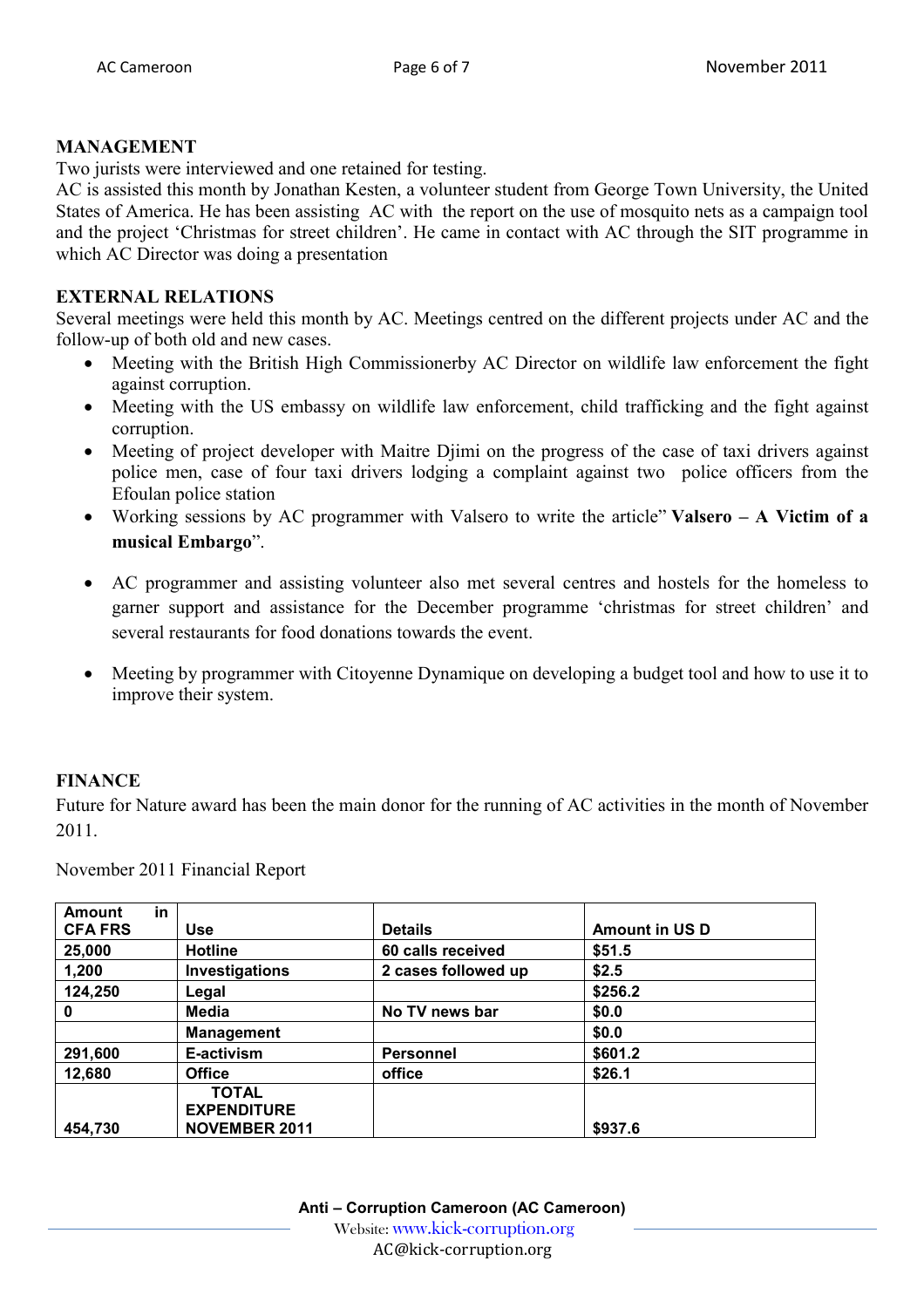## MANAGEMENT

Two jurists were interviewed and one retained for testing.

AC is assisted this month by Jonathan Kesten, a volunteer student from George Town University, the United States of America. He has been assisting AC with the report on the use of mosquito nets as a campaign tool and the project 'Christmas for street children'. He came in contact with AC through the SIT programme in which AC Director was doing a presentation

## EXTERNAL RELATIONS

Several meetings were held this month by AC. Meetings centred on the different projects under AC and the follow-up of both old and new cases.

- Meeting with the British High Commissionerby AC Director on wildlife law enforcement the fight against corruption.
- Meeting with the US embassy on wildlife law enforcement, child trafficking and the fight against corruption.
- Meeting of project developer with Maitre Djimi on the progress of the case of taxi drivers against police men, case of four taxi drivers lodging a complaint against two police officers from the Efoulan police station
- Working sessions by AC programmer with Valsero to write the article" **Valsero – A Victim of a musical Embargo**".
- AC programmer and assisting volunteer also met several centres and hostels for the homeless to garner support and assistance for the December programme 'christmas for street children' and several restaurants for food donations towards the event.
- Meeting by programmer with Citoyenne Dynamique on developing a budget tool and how to use it to improve their system.

## FINANCE

Future for Nature award has been the main donor for the running of AC activities in the month of November 2011.

November 2011 Financial Report

| Amount in CFA FRS | Use | Details | Amount in US D |
|---|---|---|---|
| 25,000 | Hotline | 60 calls received | $51.5 |
| 1,200 | Investigations | 2 cases followed up | $2.5 |
| 124,250 | Legal | | $256.2 |
| 0 | Media | No TV news bar | $0.0 |
| | Management | | $0.0 |
| 291,600 | E-activism | Personnel | $601.2 |
| 12,680 | Office | office | $26.1 |
| 454,730 | TOTAL EXPENDITURE NOVEMBER 2011 | | $937.6 |

**Anti – Corruption Cameroon (AC Cameroon)**
Website: www.kick-corruption.org
AC@kick-corruption.org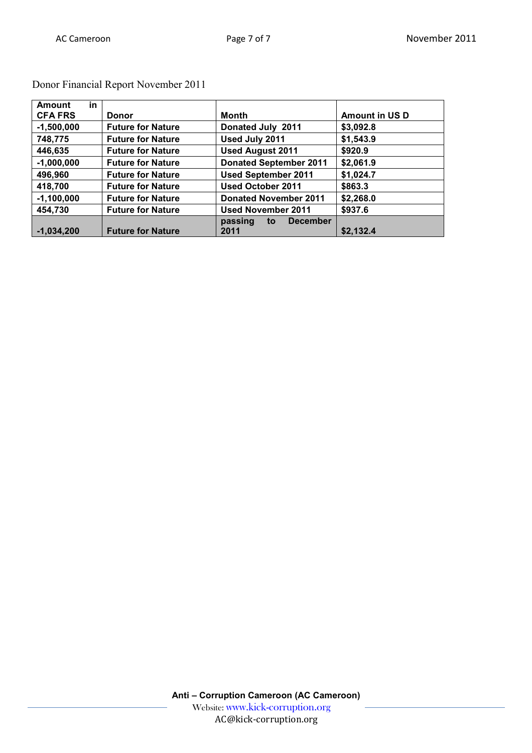Donor Financial Report November 2011

| Amount in CFA FRS | Donor | Month | Amount in US D |
|---|---|---|---|
| -1,500,000 | Future for Nature | Donated July 2011 | $3,092.8 |
| 748,775 | Future for Nature | Used July 2011 | $1,543.9 |
| 446,635 | Future for Nature | Used August 2011 | $920.9 |
| -1,000,000 | Future for Nature | Donated September 2011 | $2,061.9 |
| 496,960 | Future for Nature | Used September 2011 | $1,024.7 |
| 418,700 | Future for Nature | Used October 2011 | $863.3 |
| -1,100,000 | Future for Nature | Donated November 2011 | $2,268.0 |
| 454,730 | Future for Nature | Used November 2011 | $937.6 |
| -1,034,200 | Future for Nature | passing to December 2011 | $2,132.4 |

**Anti – Corruption Cameroon (AC Cameroon)**
Website: www.kick-corruption.org
AC@kick-corruption.org